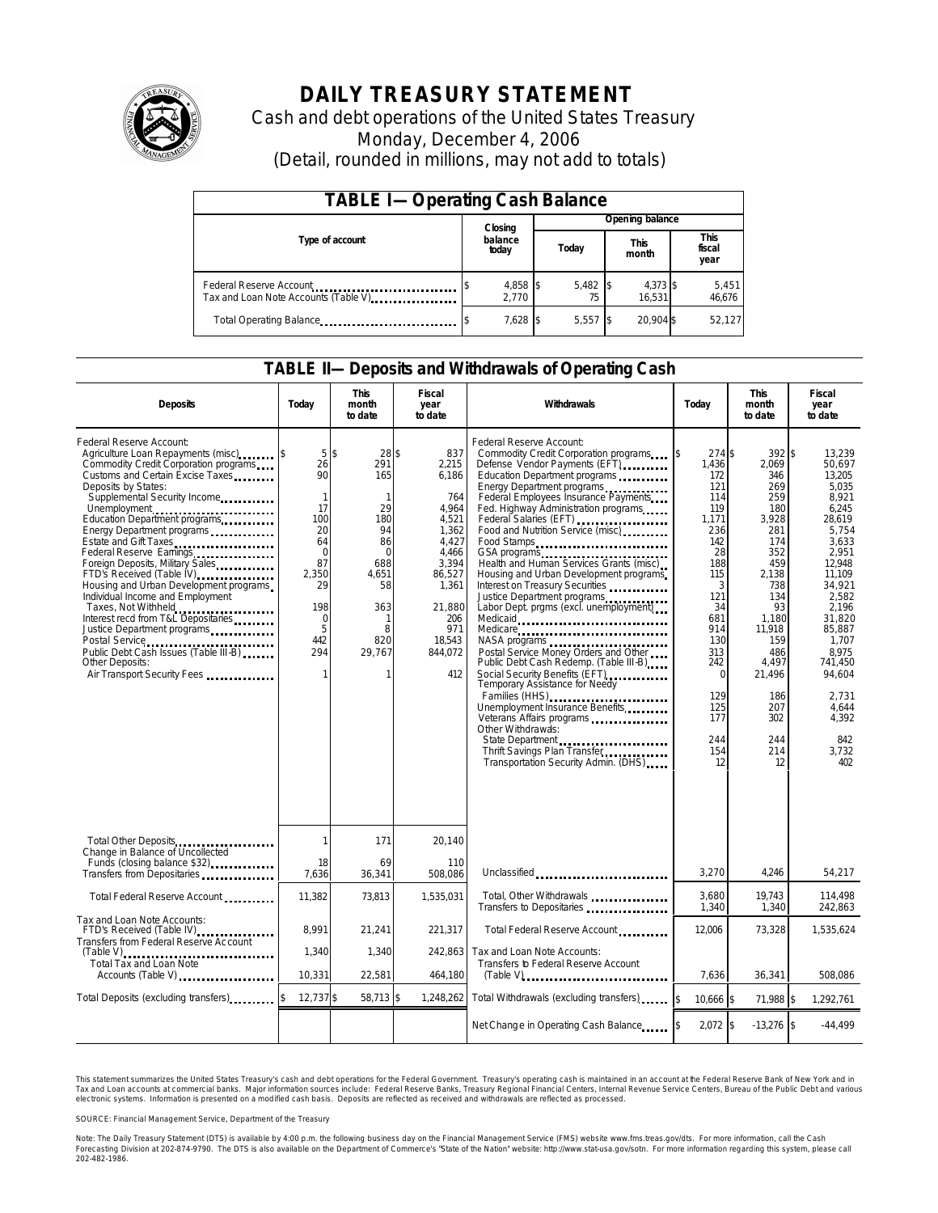# DAILY TREASURY STATEMENT

Cash and debt operations of the United States Treasury

Monday, December 4, 2006

(Detail, rounded in millions, may not add to totals)

## TABLE I—Operating Cash Balance

| Type of account | Closing balance today | Opening balance Today | Opening balance This month | Opening balance This fiscal year |
|---|---|---|---|---|
| Federal Reserve Account | $ 4,858 | $ 5,482 | $ 4,373 | $ 5,451 |
| Tax and Loan Note Accounts (Table V) | 2,770 | 75 | 16,531 | 46,676 |
| Total Operating Balance | $ 7,628 | $ 5,557 | $ 20,904 | $ 52,127 |

## TABLE II—Deposits and Withdrawals of Operating Cash

| Deposits | Today | This month to date | Fiscal year to date | Withdrawals | Today | This month to date | Fiscal year to date |
|---|---|---|---|---|---|---|---|
| Federal Reserve Account: | | | | Federal Reserve Account: | | | |
| Agriculture Loan Repayments (misc) | $ 5 | $ 28 | $ 837 | Commodity Credit Corporation programs | $ 274 | $ 392 | $ 13,239 |
| Commodity Credit Corporation programs | 26 | 291 | 2,215 | Defense Vendor Payments (EFT) | 1,436 | 2,069 | 50,697 |
| Customs and Certain Excise Taxes | 90 | 165 | 6,186 | Education Department programs | 172 | 346 | 13,205 |
| Deposits by States: | | | | Energy Department programs | 121 | 269 | 5,035 |
| Supplemental Security Income | 1 | 1 | 764 | Federal Employees Insurance Payments | 114 | 259 | 8,921 |
| Unemployment | 17 | 29 | 4,964 | Fed. Highway Administration programs | 119 | 180 | 6,245 |
| Education Department programs | 100 | 180 | 4,521 | Federal Salaries (EFT) | 1,171 | 3,928 | 28,619 |
| Energy Department programs | 20 | 94 | 1,362 | Food and Nutrition Service (misc) | 236 | 281 | 5,754 |
| Estate and Gift Taxes | 64 | 86 | 4,427 | Food Stamps | 142 | 174 | 3,633 |
| Federal Reserve Earnings | 0 | 0 | 4,466 | GSA programs | 28 | 352 | 2,951 |
| Foreign Deposits, Military Sales | 87 | 688 | 3,394 | Health and Human Services Grants (misc) | 188 | 459 | 12,948 |
| FTD's Received (Table IV) | 2,350 | 4,651 | 86,527 | Housing and Urban Development programs | 115 | 2,138 | 11,109 |
| Housing and Urban Development programs | 29 | 58 | 1,361 | Interest on Treasury Securities | 3 | 738 | 34,921 |
| Individual Income and Employment Taxes, Not Withheld | 198 | 363 | 21,880 | Justice Department programs | 121 | 134 | 2,582 |
| Interest recd from T&L Depositaries | 0 | 1 | 206 | Labor Dept. prgms (excl. unemployment) | 34 | 93 | 2,196 |
| Justice Department programs | 5 | 8 | 971 | Medicaid | 681 | 1,180 | 31,820 |
| Postal Service | 442 | 820 | 18,543 | Medicare | 914 | 11,918 | 85,887 |
| Public Debt Cash Issues (Table III-B) | 294 | 29,767 | 844,072 | NASA programs | 130 | 159 | 1,707 |
| Other Deposits: | | | | Postal Service Money Orders and Other | 313 | 486 | 8,975 |
| Air Transport Security Fees | 1 | 1 | 412 | Public Debt Cash Redemp. (Table III-B) | 242 | 4,497 | 741,450 |
| | | | | Social Security Benefits (EFT) | 0 | 21,496 | 94,604 |
| | | | | Temporary Assistance for Needy Families (HHS) | 129 | 186 | 2,731 |
| | | | | Unemployment Insurance Benefits | 125 | 207 | 4,644 |
| | | | | Veterans Affairs programs | 177 | 302 | 4,392 |
| | | | | Other Withdrawals: | | | |
| | | | | State Department | 244 | 244 | 842 |
| | | | | Thrift Savings Plan Transfer | 154 | 214 | 3,732 |
| | | | | Transportation Security Admin. (DHS) | 12 | 12 | 402 |
| Total Other Deposits | 1 | 171 | 20,140 | | | | |
| Change in Balance of Uncollected Funds (closing balance $32) | 18 | 69 | 110 | | | | |
| Transfers from Depositaries | 7,636 | 36,341 | 508,086 | Unclassified | 3,270 | 4,246 | 54,217 |
| Total Federal Reserve Account | 11,382 | 73,813 | 1,535,031 | Total, Other Withdrawals | 3,680 | 19,743 | 114,498 |
| | | | | Transfers to Depositaries | 1,340 | 1,340 | 242,863 |
| Tax and Loan Note Accounts: | | | | | | | |
| FTD's Received (Table IV) | 8,991 | 21,241 | 221,317 | Total Federal Reserve Account | 12,006 | 73,328 | 1,535,624 |
| Transfers from Federal Reserve Account (Table V) | 1,340 | 1,340 | 242,863 | Tax and Loan Note Accounts: | | | |
| Total Tax and Loan Note Accounts (Table V) | 10,331 | 22,581 | 464,180 | Transfers to Federal Reserve Account (Table V) | 7,636 | 36,341 | 508,086 |
| Total Deposits (excluding transfers) | $ 12,737 | $ 58,713 | $ 1,248,262 | Total Withdrawals (excluding transfers) | $ 10,666 | $ 71,988 | $ 1,292,761 |
| | | | | Net Change in Operating Cash Balance | $ 2,072 | $ -13,276 | $ -44,499 |

This statement summarizes the United States Treasury's cash and debt operations for the Federal Government. Treasury's operating cash is maintained in an account at the Federal Reserve Bank of New York and in Tax and Loan accounts at commercial banks. Major information sources include: Federal Reserve Banks, Treasury Regional Financial Centers, Internal Revenue Service Centers, Bureau of the Public Debt and various electronic systems. Information is presented on a modified cash basis. Deposits are reflected as received and withdrawals are reflected as processed.

SOURCE: Financial Management Service, Department of the Treasury

Note: The Daily Treasury Statement (DTS) is available by 4:00 p.m. the following business day on the Financial Management Service (FMS) website www.fms.treas.gov/dts. For more information, call the Cash Forecasting Division at 202-874-9790. The DTS is also available on the Department of Commerce's "State of the Nation" website: http://www.stat-usa.gov/sotn. For more information regarding this system, please call 202-482-1986.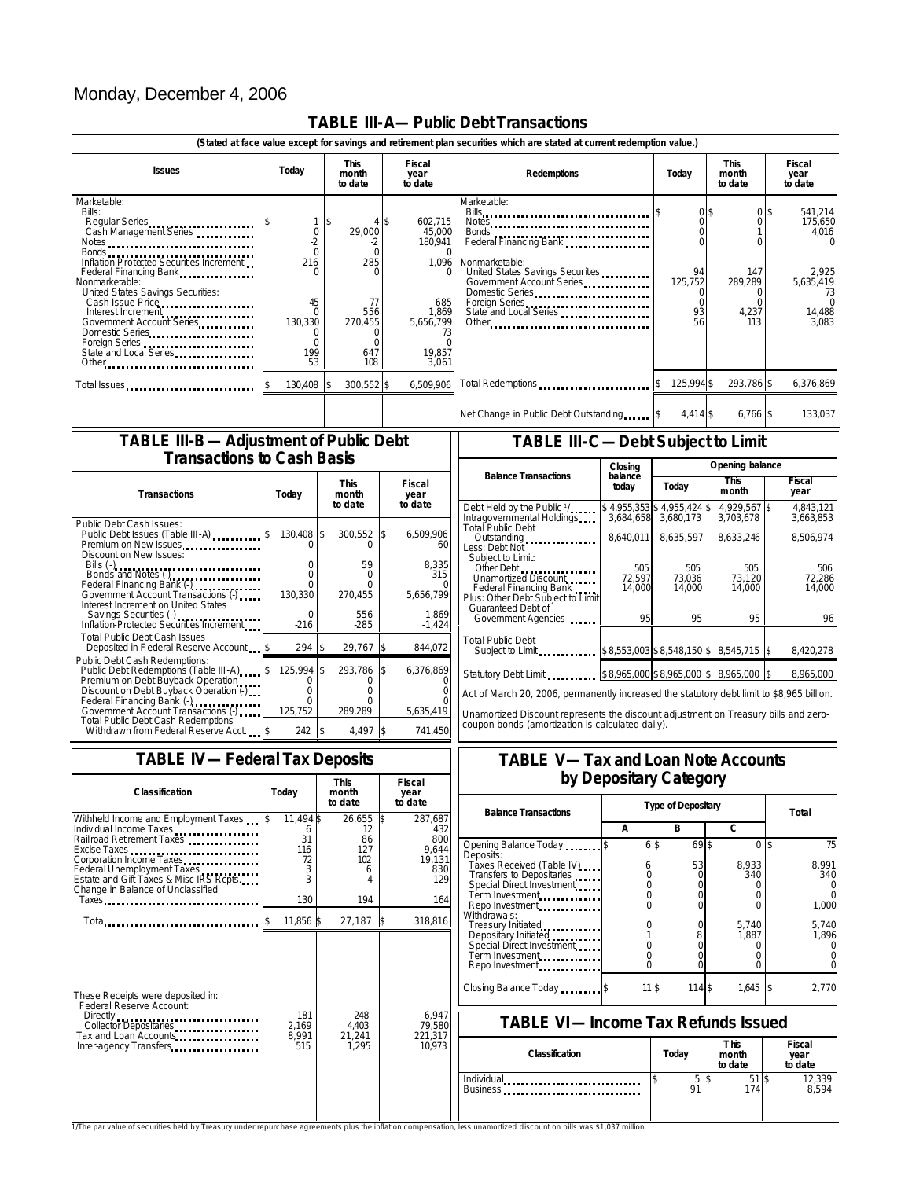Monday, December 4, 2006

## TABLE III-A — Public Debt Transactions

(Stated at face value except for savings and retirement plan securities which are stated at current redemption value.)

| Issues | Today | This month to date | Fiscal year to date |
|---|---|---|---|
| Marketable: | | | |
| Bills: | | | |
| Regular Series | $ -1 | $ -4 | $ 602,715 |
| Cash Management Series | 0 | 29,000 | 45,000 |
| Notes | -2 | -2 | 180,941 |
| Bonds | 0 | 0 | 0 |
| Inflation-Protected Securities Increment | -216 | -285 | -1,096 |
| Federal Financing Bank | 0 | 0 | 0 |
| Nonmarketable: | | | |
| United States Savings Securities: | | | |
| Cash Issue Price | 45 | 77 | 685 |
| Interest Increment | 0 | 556 | 1,869 |
| Government Account Series | 130,330 | 270,455 | 5,656,799 |
| Domestic Series | 0 | 0 | 73 |
| Foreign Series | 0 | 0 | 0 |
| State and Local Series | 199 | 647 | 19,857 |
| Other | 53 | 108 | 3,061 |
| Total Issues | $ 130,408 | $ 300,552 | $ 6,509,906 |

| Redemptions | Today | This month to date | Fiscal year to date |
|---|---|---|---|
| Marketable: | | | |
| Bills | $ 0 | $ 0 | $ 541,214 |
| Notes | 0 | 0 | 175,650 |
| Bonds | 0 | 1 | 4,016 |
| Federal Financing Bank | 0 | 0 | 0 |
| Nonmarketable: | | | |
| United States Savings Securities | 94 | 147 | 2,925 |
| Government Account Series | 125,752 | 289,289 | 5,635,419 |
| Domestic Series | 0 | 0 | 73 |
| Foreign Series | 0 | 0 | 0 |
| State and Local Series | 93 | 4,237 | 14,488 |
| Other | 56 | 113 | 3,083 |
| Total Redemptions | $ 125,994 | $ 293,786 | $ 6,376,869 |
| Net Change in Public Debt Outstanding | $ 4,414 | $ 6,766 | $ 133,037 |

## TABLE III-B — Adjustment of Public Debt Transactions to Cash Basis

| Transactions | Today | This month to date | Fiscal year to date |
|---|---|---|---|
| Public Debt Cash Issues: | | | |
| Public Debt Issues (Table III-A) | $ 130,408 | $ 300,552 | $ 6,509,906 |
| Premium on New Issues | 0 | 0 | 60 |
| Discount on New Issues: | | | |
| Bills (-) | 0 | 59 | 8,335 |
| Bonds and Notes (-) | 0 | 0 | 315 |
| Federal Financing Bank (-) | 0 | 0 | 0 |
| Government Account Transactions (-) | 130,330 | 270,455 | 5,656,799 |
| Interest Increment on United States Savings Securities (-) | 0 | 556 | 1,869 |
| Inflation-Protected Securities Increment | -216 | -285 | -1,424 |
| Total Public Debt Cash Issues Deposited in Federal Reserve Account | $ 294 | $ 29,767 | $ 844,072 |
| Public Debt Cash Redemptions: | | | |
| Public Debt Redemptions (Table III-A) | $ 125,994 | $ 293,786 | $ 6,376,869 |
| Premium on Debt Buyback Operation | 0 | 0 | 0 |
| Discount on Debt Buyback Operation (-) | 0 | 0 | 0 |
| Federal Financing Bank (-) | 0 | 0 | 0 |
| Government Account Transactions (-) | 125,752 | 289,289 | 5,635,419 |
| Total Public Debt Cash Redemptions Withdrawn from Federal Reserve Acct. | $ 242 | $ 4,497 | $ 741,450 |

## TABLE III-C — Debt Subject to Limit

| Balance Transactions | Closing balance today | Opening balance Today | Opening balance This month | Opening balance Fiscal year |
|---|---|---|---|---|
| Debt Held by the Public [1] | $ 4,955,353 | $ 4,955,424 | $ 4,929,567 | $ 4,843,121 |
| Intragovernmental Holdings | 3,684,658 | 3,680,173 | 3,703,678 | 3,663,853 |
| Total Public Debt Outstanding | 8,640,011 | 8,635,597 | 8,633,246 | 8,506,974 |
| Less: Debt Not Subject to Limit: | | | | |
| Other Debt | 505 | 505 | 505 | 506 |
| Unamortized Discount | 72,597 | 73,036 | 73,120 | 72,286 |
| Federal Financing Bank | 14,000 | 14,000 | 14,000 | 14,000 |
| Plus: Other Debt Subject to Limit | | | | |
| Guaranteed Debt of Government Agencies | 95 | 95 | 95 | 96 |
| Total Public Debt Subject to Limit | $ 8,553,003 | $ 8,548,150 | $ 8,545,715 | $ 8,420,278 |
| Statutory Debt Limit | $ 8,965,000 | $ 8,965,000 | $ 8,965,000 | $ 8,965,000 |

Act of March 20, 2006, permanently increased the statutory debt limit to $8,965 billion.

Unamortized Discount represents the discount adjustment on Treasury bills and zero-coupon bonds (amortization is calculated daily).

## TABLE IV — Federal Tax Deposits

| Classification | Today | This month to date | Fiscal year to date |
|---|---|---|---|
| Withheld Income and Employment Taxes | $ 11,494 | $ 26,655 | $ 287,687 |
| Individual Income Taxes | 6 | 12 | 432 |
| Railroad Retirement Taxes | 31 | 86 | 800 |
| Excise Taxes | 116 | 127 | 9,644 |
| Corporation Income Taxes | 72 | 102 | 19,131 |
| Federal Unemployment Taxes | 3 | 6 | 830 |
| Estate and Gift Taxes & Misc IRS Rcpts. | 3 | 4 | 129 |
| Change in Balance of Unclassified Taxes | 130 | 194 | 164 |
| Total | $ 11,856 | $ 27,187 | $ 318,816 |
| These Receipts were deposited in: | | | |
| Federal Reserve Account: | | | |
| Directly | 181 | 248 | 6,947 |
| Collector Depositaries | 2,169 | 4,403 | 79,580 |
| Tax and Loan Accounts | 8,991 | 21,241 | 221,317 |
| Inter-agency Transfers | 515 | 1,295 | 10,973 |

## TABLE V — Tax and Loan Note Accounts by Depositary Category

| Balance Transactions | Type of Depositary A | B | C | Total |
|---|---|---|---|---|
| Opening Balance Today | $ 6 | $ 69 | $ 0 | $ 75 |
| Deposits: | | | | |
| Taxes Received (Table IV) | 6 | 53 | 8,933 | 8,991 |
| Transfers to Depositaries | 0 | 0 | 340 | 340 |
| Special Direct Investment | 0 | 0 | 0 | 0 |
| Term Investment | 0 | 0 | 0 | 0 |
| Repo Investment | 0 | 0 | 0 | 1,000 |
| Withdrawals: | | | | |
| Treasury Initiated | 0 | 0 | 5,740 | 5,740 |
| Depositary Initiated | 1 | 8 | 1,887 | 1,896 |
| Special Direct Investment | 0 | 0 | 0 | 0 |
| Term Investment | 0 | 0 | 0 | 0 |
| Repo Investment | 0 | 0 | 0 | 0 |
| Closing Balance Today | $ 11 | $ 114 | $ 1,645 | $ 2,770 |

## TABLE VI — Income Tax Refunds Issued

| Classification | Today | This month to date | Fiscal year to date |
|---|---|---|---|
| Individual | $ 5 | $ 51 | $ 12,339 |
| Business | 91 | 174 | 8,594 |

1/The par value of securities held by Treasury under repurchase agreements plus the inflation compensation, less unamortized discount on bills was $1,037 million.